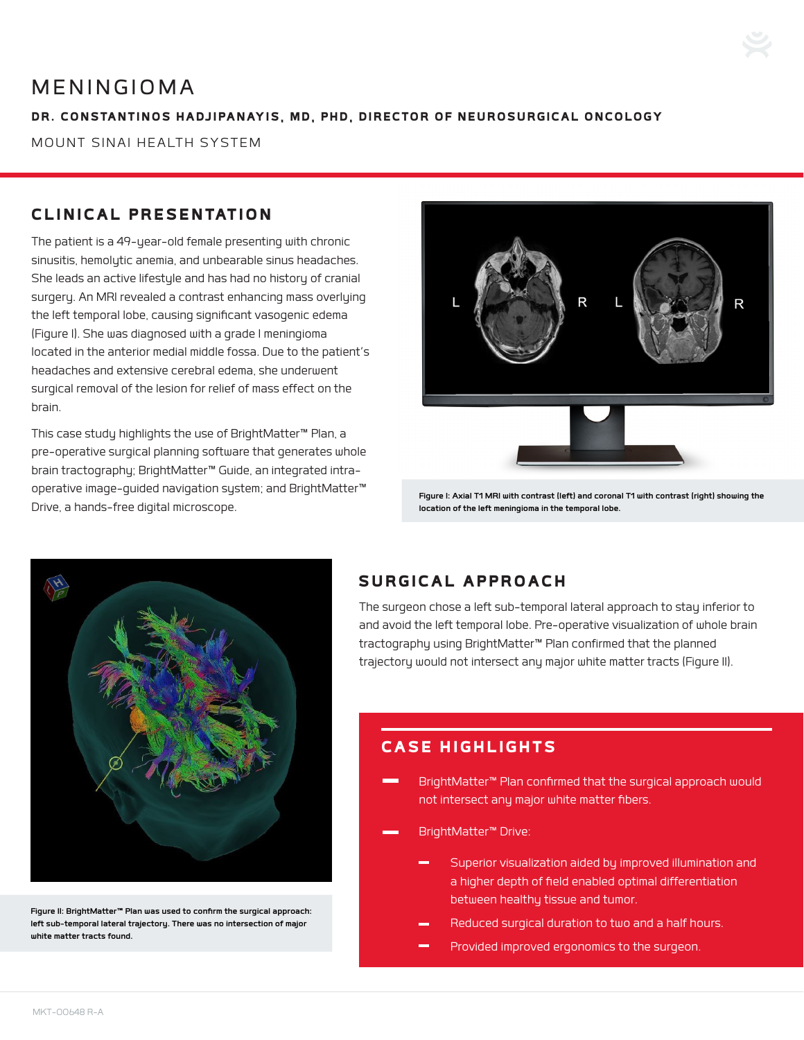# MENINGIOMA

**DR. CONSTANTINOS HADJIPANAYIS, MD, PHD, DIRECTOR OF NEUROSURGICAL ONCOLOGY**

MOUNT SINAI HEALTH SYSTEM

## CLINICAL PRESENTATION

The patient is a 49-year-old female presenting with chronic sinusitis, hemolytic anemia, and unbearable sinus headaches. She leads an active lifestyle and has had no history of cranial surgery. An MRI revealed a contrast enhancing mass overlying the left temporal lobe, causing significant vasogenic edema (Figure I). She was diagnosed with a grade I meningioma located in the anterior medial middle fossa. Due to the patient's headaches and extensive cerebral edema, she underwent surgical removal of the lesion for relief of mass effect on the brain.

This case study highlights the use of BrightMatter™ Plan, a pre-operative surgical planning software that generates whole brain tractography; BrightMatter™ Guide, an integrated intra-operative image-guided navigation system; and BrightMatter™ Drive, a hands-free digital microscope.

**Figure I: Axial T1 MRI with contrast (left) and coronal T1 with contrast (right) showing the location of the left meningioma in the temporal lobe.**

**Figure II: BrightMatter™ Plan was used to confirm the surgical approach: left sub-temporal lateral trajectory. There was no intersection of major white matter tracts found.**

## SURGICAL APPROACH

The surgeon chose a left sub-temporal lateral approach to stay inferior to and avoid the left temporal lobe. Pre-operative visualization of whole brain tractography using BrightMatter™ Plan confirmed that the planned trajectory would not intersect any major white matter tracts (Figure II).

## CASE HIGHLIGHTS

- BrightMatter™ Plan confirmed that the surgical approach would not intersect any major white matter fibers.
- BrightMatter™ Drive:
  - Superior visualization aided by improved illumination and a higher depth of field enabled optimal differentiation between healthy tissue and tumor.
  - Reduced surgical duration to two and a half hours.
  - Provided improved ergonomics to the surgeon.

MKT-00648 R-A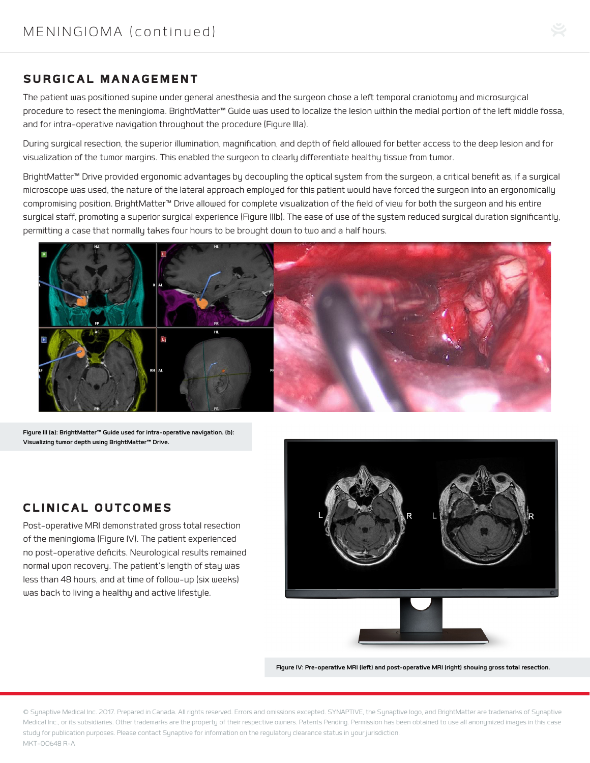## SURGICAL MANAGEMENT

The patient was positioned supine under general anesthesia and the surgeon chose a left temporal craniotomy and microsurgical procedure to resect the meningioma. BrightMatter™ Guide was used to localize the lesion within the medial portion of the left middle fossa, and for intra-operative navigation throughout the procedure (Figure IIIa).

During surgical resection, the superior illumination, magnification, and depth of field allowed for better access to the deep lesion and for visualization of the tumor margins. This enabled the surgeon to clearly differentiate healthy tissue from tumor.

BrightMatter™ Drive provided ergonomic advantages by decoupling the optical system from the surgeon, a critical benefit as, if a surgical microscope was used, the nature of the lateral approach employed for this patient would have forced the surgeon into an ergonomically compromising position. BrightMatter™ Drive allowed for complete visualization of the field of view for both the surgeon and his entire surgical staff, promoting a superior surgical experience (Figure IIIb). The ease of use of the system reduced surgical duration significantly, permitting a case that normally takes four hours to be brought down to two and a half hours.

**Figure III (a): BrightMatter™ Guide used for intra-operative navigation. (b): Visualizing tumor depth using BrightMatter™ Drive.**

## CLINICAL OUTCOMES

Post-operative MRI demonstrated gross total resection of the meningioma (Figure IV). The patient experienced no post-operative deficits. Neurological results remained normal upon recovery. The patient's length of stay was less than 48 hours, and at time of follow-up (six weeks) was back to living a healthy and active lifestyle.

**Figure IV: Pre-operative MRI (left) and post-operative MRI (right) showing gross total resection.**

© Synaptive Medical Inc. 2017. Prepared in Canada. All rights reserved. Errors and omissions excepted. SYNAPTIVE, the Synaptive logo, and BrightMatter are trademarks of Synaptive Medical Inc., or its subsidiaries. Other trademarks are the property of their respective owners. Patents Pending. Permission has been obtained to use all anonymized images in this case study for publication purposes. Please contact Synaptive for information on the regulatory clearance status in your jurisdiction.

MKT-00648 R-A